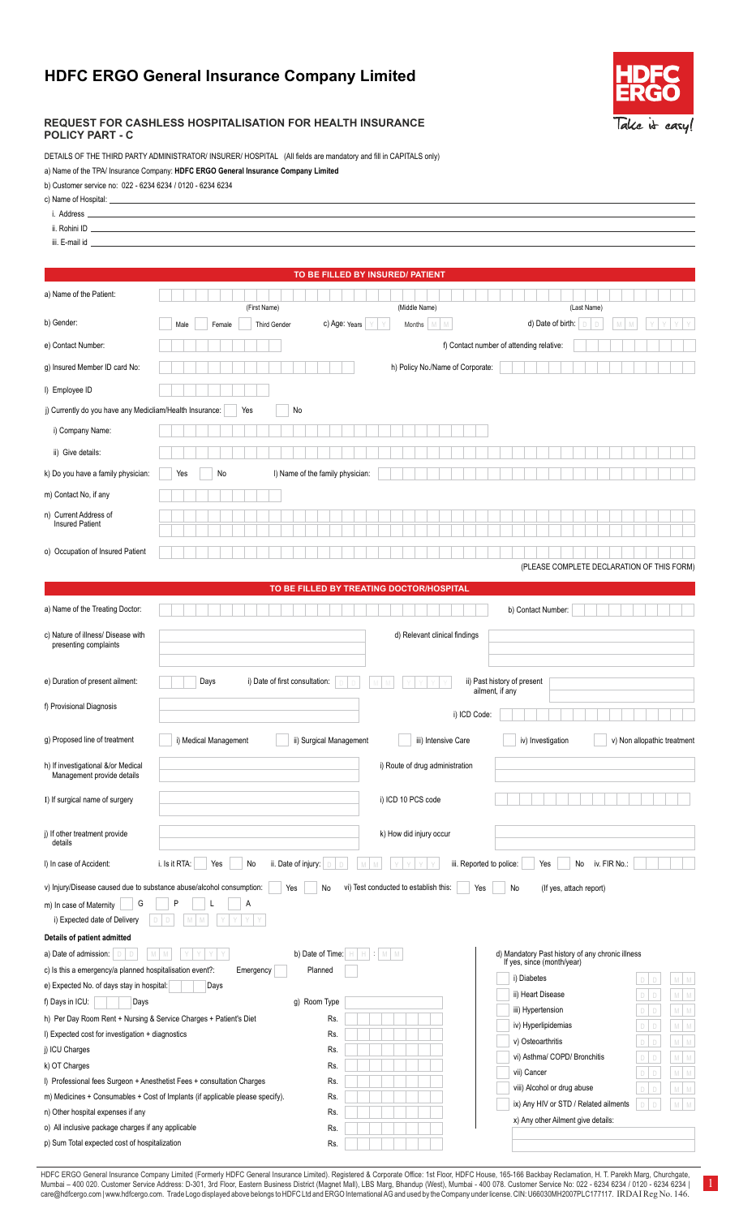# HDFC ERGO General Insurance Company Limited

## REQUEST FOR CASHLESS HOSPITALISATION FOR HEALTH INSURANCE POLICY PART - C

DETAILS OF THE THIRD PARTY ADMINISTRATOR/ INSURER/ HOSPITAL (All fields are mandatory and fill in CAPITALS only)

a) Name of the TPA/ Insurance Company: **HDFC ERGO General Insurance Company Limited**

b) Customer service no: 022 - 6234 6234 / 0120 - 6234 6234

c) Name of Hospital: ______

i. Address ______

ii. Rohini ID ______

iii. E-mail id ______

### TO BE FILLED BY INSURED/ PATIENT

a) Name of the Patient: (First Name) (Middle Name) (Last Name)

b) Gender: Male Female Third Gender c) Age: Years YY Months MM d) Date of birth: DD MM YYYY

e) Contact Number: f) Contact number of attending relative:

g) Insured Member ID card No: h) Policy No./Name of Corporate:

I) Employee ID

j) Currently do you have any Mediclaim/Health Insurance: Yes No

i) Company Name:

ii) Give details:

k) Do you have a family physician: Yes No l) Name of the family physician:

m) Contact No, if any

n) Current Address of Insured Patient

o) Occupation of Insured Patient

(PLEASE COMPLETE DECLARATION OF THIS FORM)

### TO BE FILLED BY TREATING DOCTOR/HOSPITAL

a) Name of the Treating Doctor: b) Contact Number:

c) Nature of illness/ Disease with presenting complaints d) Relevant clinical findings

e) Duration of present ailment: Days i) Date of first consultation: DD MM YYYY ii) Past history of present ailment, if any

f) Provisional Diagnosis i) ICD Code:

g) Proposed line of treatment i) Medical Management ii) Surgical Management iii) Intensive Care iv) Investigation v) Non allopathic treatment

h) If investigational &/or Medical Management provide details i) Route of drug administration

I) If surgical name of surgery i) ICD 10 PCS code

j) If other treatment provide details k) How did injury occur

l) In case of Accident: i. Is it RTA: Yes No ii. Date of injury: DD MM YYYY iii. Reported to police: Yes No iv. FIR No.:

v) Injury/Disease caused due to substance abuse/alcohol consumption: Yes No vi) Test conducted to establish this: Yes No (If yes, attach report)

m) In case of Maternity G P L A

i) Expected date of Delivery DD MM YYYY

**Details of patient admitted**

a) Date of admission: DD MM YYYY b) Date of Time: HH : MM

c) Is this a emergency/a planned hospitalisation event?: Emergency Planned

e) Expected No. of days stay in hospital: Days

f) Days in ICU: Days g) Room Type

h) Per Day Room Rent + Nursing & Service Charges + Patient's Diet Rs.

I) Expected cost for investigation + diagnostics Rs.

j) ICU Charges Rs.

k) OT Charges Rs.

l) Professional fees Surgeon + Anesthetist Fees + consultation Charges Rs.

m) Medicines + Consumables + Cost of Implants (if applicable please specify). Rs.

n) Other hospital expenses if any Rs.

o) All inclusive package charges if any applicable Rs.

p) Sum Total expected cost of hospitalization Rs.

d) Mandatory Past history of any chronic illness If yes, since (month/year)

| Illness | DD | MM |
|---|---|---|
| i) Diabetes | | |
| ii) Heart Disease | | |
| iii) Hypertension | | |
| iv) Hyperlipidemias | | |
| v) Osteoarthritis | | |
| vi) Asthma/ COPD/ Bronchitis | | |
| vii) Cancer | | |
| viii) Alcohol or drug abuse | | |
| ix) Any HIV or STD / Related ailments | | |

x) Any other Ailment give details:

HDFC ERGO General Insurance Company Limited (Formerly HDFC General Insurance Limited). Registered & Corporate Office: 1st Floor, HDFC House, 165-166 Backbay Reclamation, H. T. Parekh Marg, Churchgate, Mumbai – 400 020. Customer Service Address: D-301, 3rd Floor, Eastern Business District (Magnet Mall), LBS Marg, Bhandup (West), Mumbai - 400 078. Customer Service No: 022 - 6234 6234 / 0120 - 6234 6234 | care@hdfcergo.com | www.hdfcergo.com. Trade Logo displayed above belongs to HDFC Ltd and ERGO International AG and used by the Company under license. CIN: U66030MH2007PLC177117. IRDAI Reg No. 146.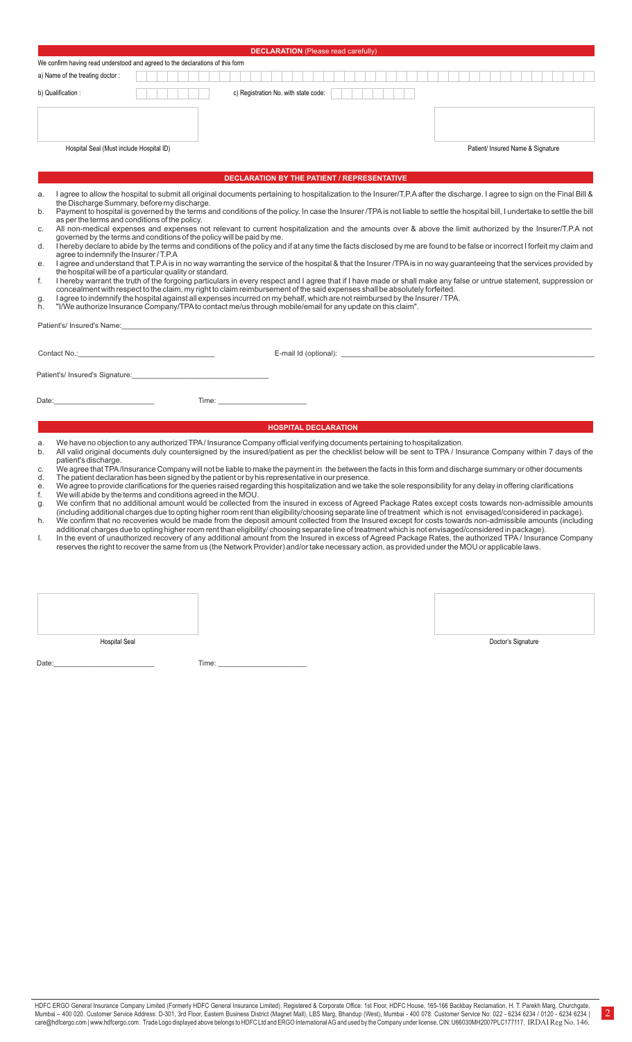## DECLARATION (Please read carefully)

We confirm having read understood and agreed to the declarations of this form

a) Name of the treating doctor :

b) Qualification :

c) Registration No. with state code:

Hospital Seal (Must include Hospital ID)

Patient/ Insured Name & Signature

## DECLARATION BY THE PATIENT / REPRESENTATIVE

a. I agree to allow the hospital to submit all original documents pertaining to hospitalization to the Insurer/T.P.A after the discharge. I agree to sign on the Final Bill & the Discharge Summary, before my discharge.

b. Payment to hospital is governed by the terms and conditions of the policy. In case the Insurer /TPA is not liable to settle the hospital bill, I undertake to settle the bill as per the terms and conditions of the policy.

c. All non-medical expenses and expenses not relevant to current hospitalization and the amounts over & above the limit authorized by the Insurer/T.P.A not governed by the terms and conditions of the policy will be paid by me.

d. I hereby declare to abide by the terms and conditions of the policy and if at any time the facts disclosed by me are found to be false or incorrect I forfeit my claim and agree to indemnify the Insurer / T.P.A

e. I agree and understand that T.P.A is in no way warranting the service of the hospital & that the Insurer /TPA is in no way guaranteeing that the services provided by the hospital will be of a particular quality or standard.

f. I hereby warrant the truth of the forgoing particulars in every respect and I agree that if I have made or shall make any false or untrue statement, suppression or concealment with respect to the claim, my right to claim reimbursement of the said expenses shall be absolutely forfeited.

g. I agree to indemnify the hospital against all expenses incurred on my behalf, which are not reimbursed by the Insurer / TPA.

h. "I/We authorize Insurance Company/TPA to contact me/us through mobile/email for any update on this claim".

Patient's/ Insured's Name:\_\_\_\_\_\_\_\_\_\_\_\_\_\_\_\_\_\_\_\_

Contact No.:\_\_\_\_\_\_\_\_\_\_\_\_\_\_\_\_\_\_\_\_ E-mail Id (optional): \_\_\_\_\_\_\_\_\_\_\_\_\_\_\_\_\_\_\_\_

Patient's/ Insured's Signature:\_\_\_\_\_\_\_\_\_\_\_\_\_\_\_\_\_\_\_\_

Date:\_\_\_\_\_\_\_\_\_\_\_\_\_\_\_\_\_\_\_\_ Time: \_\_\_\_\_\_\_\_\_\_\_\_\_\_\_\_\_\_\_\_

## HOSPITAL DECLARATION

a. We have no objection to any authorized TPA / Insurance Company official verifying documents pertaining to hospitalization.

b. All valid original documents duly countersigned by the insured/patient as per the checklist below will be sent to TPA / Insurance Company within 7 days of the patient's discharge.

c. We agree that TPA/Insurance Company will not be liable to make the payment in the between the facts in this form and discharge summary or other documents

d. The patient declaration has been signed by the patient or by his representative in our presence.

e. We agree to provide clarifications for the queries raised regarding this hospitalization and we take the sole responsibility for any delay in offering clarifications

f. We will abide by the terms and conditions agreed in the MOU.

g. We confirm that no additional amount would be collected from the insured in excess of Agreed Package Rates except costs towards non-admissible amounts (including additional charges due to opting higher room rent than eligibility/choosing separate line of treatment which is not envisaged/considered in package).

h. We confirm that no recoveries would be made from the deposit amount collected from the Insured except for costs towards non-admissible amounts (including additional charges due to opting higher room rent than eligibility/ choosing separate line of treatment which is not envisaged/considered in package).

I. In the event of unauthorized recovery of any additional amount from the Insured in excess of Agreed Package Rates, the authorized TPA / Insurance Company reserves the right to recover the same from us (the Network Provider) and/or take necessary action, as provided under the MOU or applicable laws.

Hospital Seal

Doctor's Signature

Date:\_\_\_\_\_\_\_\_\_\_\_\_\_\_\_\_\_\_\_\_ Time: \_\_\_\_\_\_\_\_\_\_\_\_\_\_\_\_\_\_\_\_

HDFC ERGO General Insurance Company Limited (Formerly HDFC General Insurance Limited). Registered & Corporate Office: 1st Floor, HDFC House, 165-166 Backbay Reclamation, H. T. Parekh Marg, Churchgate, Mumbai – 400 020. Customer Service Address: D-301, 3rd Floor, Eastern Business District (Magnet Mall), LBS Marg, Bhandup (West), Mumbai - 400 078. Customer Service No: 022 - 6234 6234 / 0120 - 6234 6234 | care@hdfcergo.com | www.hdfcergo.com. Trade Logo displayed above belongs to HDFC Ltd and ERGO International AG and used by the Company under license. CIN: U66030MH2007PLC177117. IRDAI Reg No. 146.